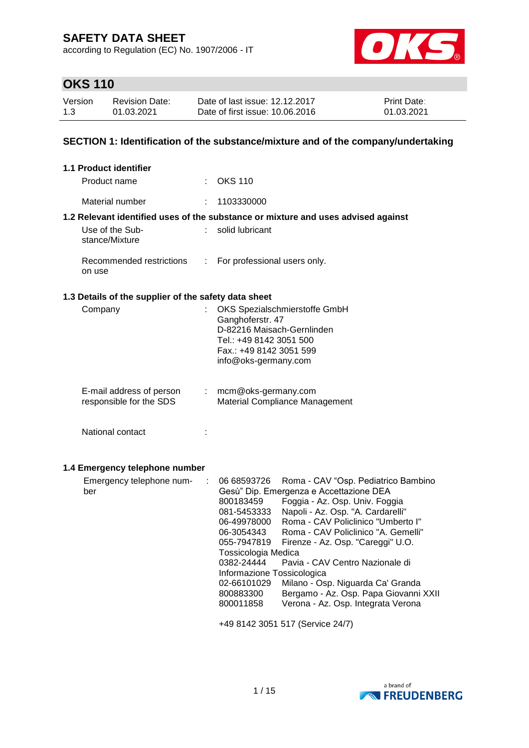# SAFETY DATA SHEET

according to Regulation (EC) No. 1907/2006 - IT

## OKS 110

| Version | Revision Date: | Date of last issue: 12.12.2017 | Print Date: |
|---|---|---|---|
| 1.3 | 01.03.2021 | Date of first issue: 10.06.2016 | 01.03.2021 |

## SECTION 1: Identification of the substance/mixture and of the company/undertaking

### 1.1 Product identifier

Product name : OKS 110

Material number : 1103330000

### 1.2 Relevant identified uses of the substance or mixture and uses advised against

Use of the Substance/Mixture : solid lubricant

Recommended restrictions on use : For professional users only.

### 1.3 Details of the supplier of the safety data sheet

Company : OKS Spezialschmierstoffe GmbH
Ganghoferstr. 47
D-82216 Maisach-Gernlinden
Tel.: +49 8142 3051 500
Fax.: +49 8142 3051 599
info@oks-germany.com

E-mail address of person responsible for the SDS : mcm@oks-germany.com
Material Compliance Management

National contact :

### 1.4 Emergency telephone number

Emergency telephone number :

06 68593726 Roma - CAV "Osp. Pediatrico Bambino Gesù" Dip. Emergenza e Accettazione DEA
800183459 Foggia - Az. Osp. Univ. Foggia
081-5453333 Napoli - Az. Osp. "A. Cardarelli"
06-49978000 Roma - CAV Policlinico "Umberto I"
06-3054343 Roma - CAV Policlinico "A. Gemelli"
055-7947819 Firenze - Az. Osp. "Careggi" U.O. Tossicologia Medica
0382-24444 Pavia - CAV Centro Nazionale di Informazione Tossicologica
02-66101029 Milano - Osp. Niguarda Ca' Granda
800883300 Bergamo - Az. Osp. Papa Giovanni XXII
800011858 Verona - Az. Osp. Integrata Verona

+49 8142 3051 517 (Service 24/7)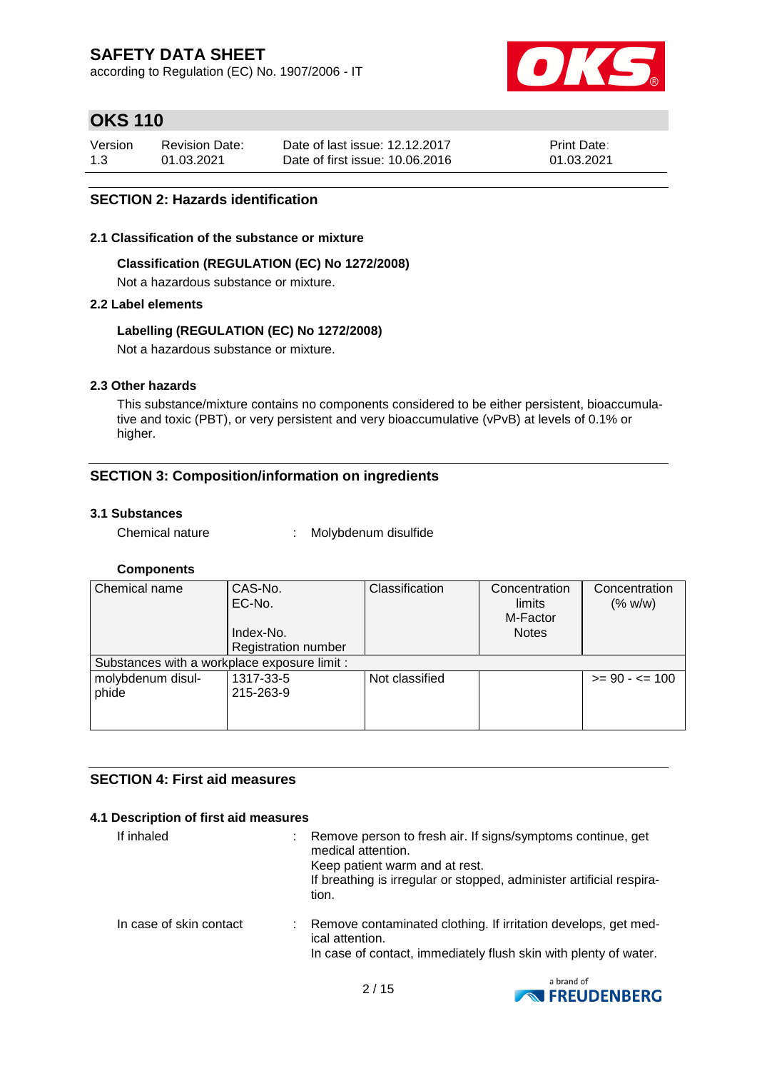## SECTION 2: Hazards identification

### 2.1 Classification of the substance or mixture

**Classification (REGULATION (EC) No 1272/2008)**

Not a hazardous substance or mixture.

### 2.2 Label elements

**Labelling (REGULATION (EC) No 1272/2008)**

Not a hazardous substance or mixture.

### 2.3 Other hazards

This substance/mixture contains no components considered to be either persistent, bioaccumulative and toxic (PBT), or very persistent and very bioaccumulative (vPvB) at levels of 0.1% or higher.

## SECTION 3: Composition/information on ingredients

### 3.1 Substances

Chemical nature : Molybdenum disulfide

**Components**

| Chemical name | CAS-No.<br>EC-No.<br>Index-No.<br>Registration number | Classification | Concentration limits<br>M-Factor<br>Notes | Concentration (% w/w) |
|---|---|---|---|---|
| Substances with a workplace exposure limit : | | | | |
| molybdenum disulphide | 1317-33-5<br>215-263-9 | Not classified | | >= 90 - <= 100 |

## SECTION 4: First aid measures

### 4.1 Description of first aid measures

If inhaled : Remove person to fresh air. If signs/symptoms continue, get medical attention.
Keep patient warm and at rest.
If breathing is irregular or stopped, administer artificial respiration.

In case of skin contact : Remove contaminated clothing. If irritation develops, get medical attention.
In case of contact, immediately flush skin with plenty of water.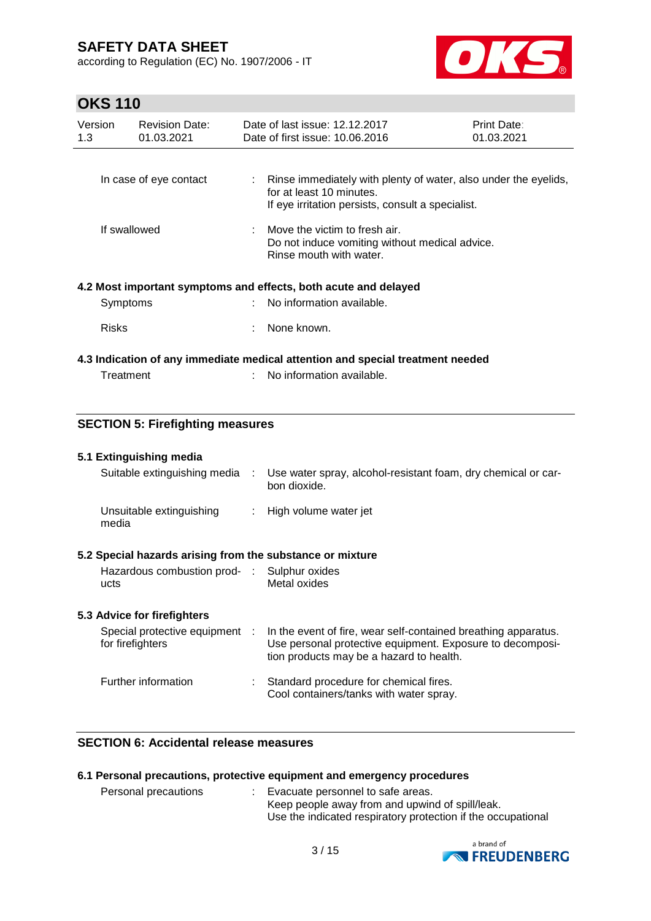| In case of eye contact | : | Rinse immediately with plenty of water, also under the eyelids, for at least 10 minutes. If eye irritation persists, consult a specialist. |
|---|---|---|
| If swallowed | : | Move the victim to fresh air. Do not induce vomiting without medical advice. Rinse mouth with water. |

**4.2 Most important symptoms and effects, both acute and delayed**

| Symptoms | : | No information available. |
|---|---|---|
| Risks | : | None known. |

**4.3 Indication of any immediate medical attention and special treatment needed**

| Treatment | : | No information available. |
|---|---|---|

## SECTION 5: Firefighting measures

**5.1 Extinguishing media**

| Suitable extinguishing media | : | Use water spray, alcohol-resistant foam, dry chemical or carbon dioxide. |
|---|---|---|
| Unsuitable extinguishing media | : | High volume water jet |

**5.2 Special hazards arising from the substance or mixture**

| Hazardous combustion products | : | Sulphur oxides<br>Metal oxides |
|---|---|---|

**5.3 Advice for firefighters**

| Special protective equipment for firefighters | : | In the event of fire, wear self-contained breathing apparatus. Use personal protective equipment. Exposure to decomposition products may be a hazard to health. |
|---|---|---|
| Further information | : | Standard procedure for chemical fires. Cool containers/tanks with water spray. |

## SECTION 6: Accidental release measures

**6.1 Personal precautions, protective equipment and emergency procedures**

| Personal precautions | : | Evacuate personnel to safe areas. Keep people away from and upwind of spill/leak. Use the indicated respiratory protection if the occupational |
|---|---|---|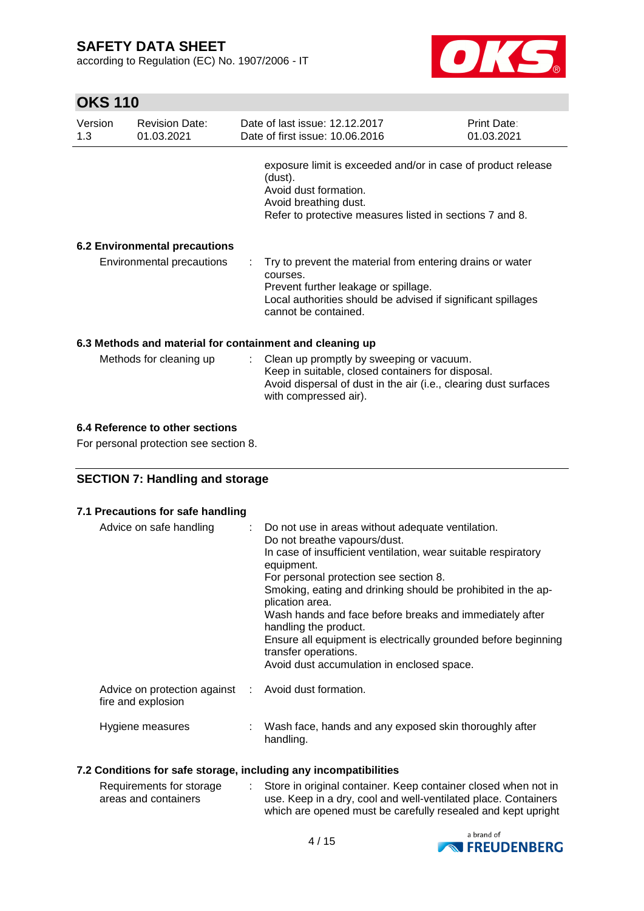exposure limit is exceeded and/or in case of product release (dust).
Avoid dust formation.
Avoid breathing dust.
Refer to protective measures listed in sections 7 and 8.

### 6.2 Environmental precautions

| | | |
|---|---|---|
| Environmental precautions | : | Try to prevent the material from entering drains or water courses.<br>Prevent further leakage or spillage.<br>Local authorities should be advised if significant spillages cannot be contained. |

### 6.3 Methods and material for containment and cleaning up

| | | |
|---|---|---|
| Methods for cleaning up | : | Clean up promptly by sweeping or vacuum.<br>Keep in suitable, closed containers for disposal.<br>Avoid dispersal of dust in the air (i.e., clearing dust surfaces with compressed air). |

### 6.4 Reference to other sections

For personal protection see section 8.

## SECTION 7: Handling and storage

### 7.1 Precautions for safe handling

| | | |
|---|---|---|
| Advice on safe handling | : | Do not use in areas without adequate ventilation.<br>Do not breathe vapours/dust.<br>In case of insufficient ventilation, wear suitable respiratory equipment.<br>For personal protection see section 8.<br>Smoking, eating and drinking should be prohibited in the application area.<br>Wash hands and face before breaks and immediately after handling the product.<br>Ensure all equipment is electrically grounded before beginning transfer operations.<br>Avoid dust accumulation in enclosed space. |
| Advice on protection against fire and explosion | : | Avoid dust formation. |
| Hygiene measures | : | Wash face, hands and any exposed skin thoroughly after handling. |

### 7.2 Conditions for safe storage, including any incompatibilities

| | | |
|---|---|---|
| Requirements for storage areas and containers | : | Store in original container. Keep container closed when not in use. Keep in a dry, cool and well-ventilated place. Containers which are opened must be carefully resealed and kept upright |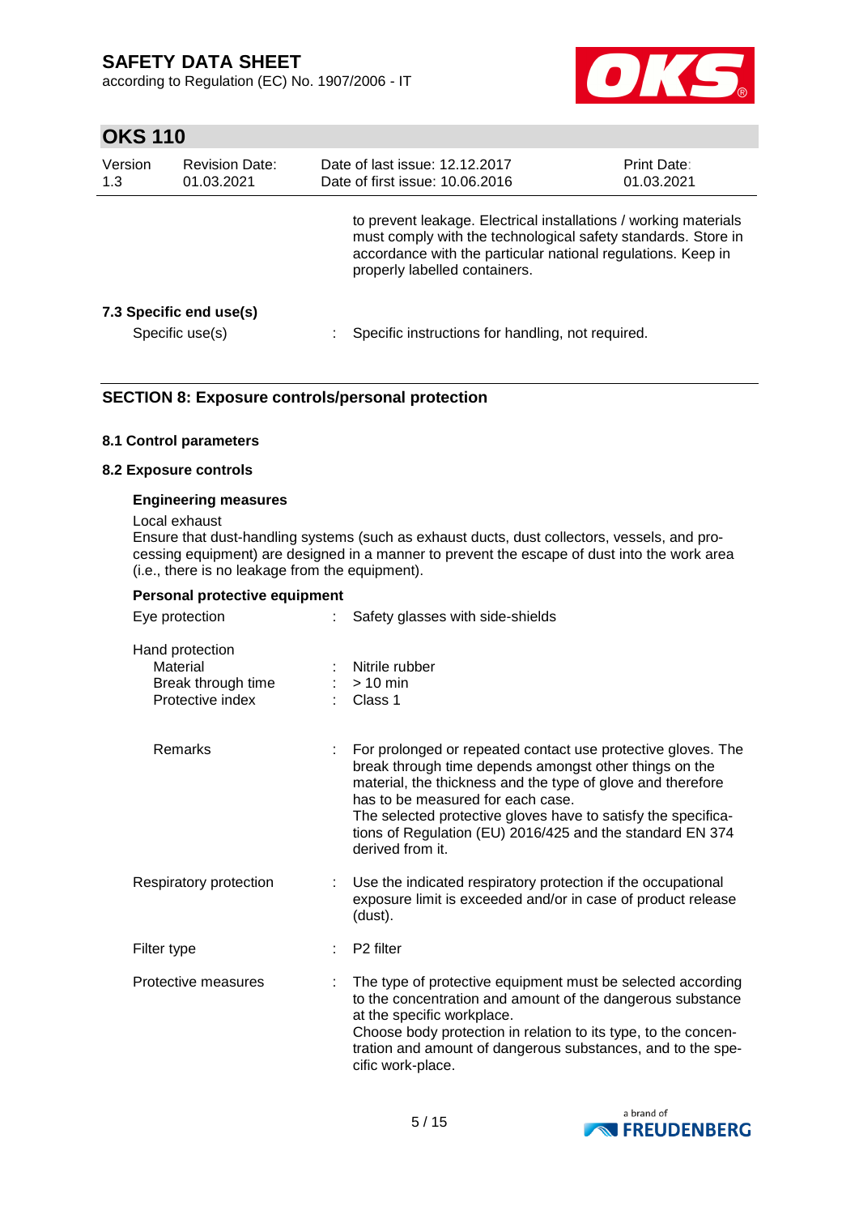to prevent leakage. Electrical installations / working materials must comply with the technological safety standards. Store in accordance with the particular national regulations. Keep in properly labelled containers.

### 7.3 Specific end use(s)

Specific use(s) : Specific instructions for handling, not required.

## SECTION 8: Exposure controls/personal protection

### 8.1 Control parameters

### 8.2 Exposure controls

**Engineering measures**

Local exhaust

Ensure that dust-handling systems (such as exhaust ducts, dust collectors, vessels, and processing equipment) are designed in a manner to prevent the escape of dust into the work area (i.e., there is no leakage from the equipment).

**Personal protective equipment**

Eye protection : Safety glasses with side-shields

Hand protection

- Material : Nitrile rubber
- Break through time : > 10 min
- Protective index : Class 1

Remarks : For prolonged or repeated contact use protective gloves. The break through time depends amongst other things on the material, the thickness and the type of glove and therefore has to be measured for each case.
The selected protective gloves have to satisfy the specifications of Regulation (EU) 2016/425 and the standard EN 374 derived from it.

Respiratory protection : Use the indicated respiratory protection if the occupational exposure limit is exceeded and/or in case of product release (dust).

Filter type : P2 filter

Protective measures : The type of protective equipment must be selected according to the concentration and amount of the dangerous substance at the specific workplace.
Choose body protection in relation to its type, to the concentration and amount of dangerous substances, and to the specific work-place.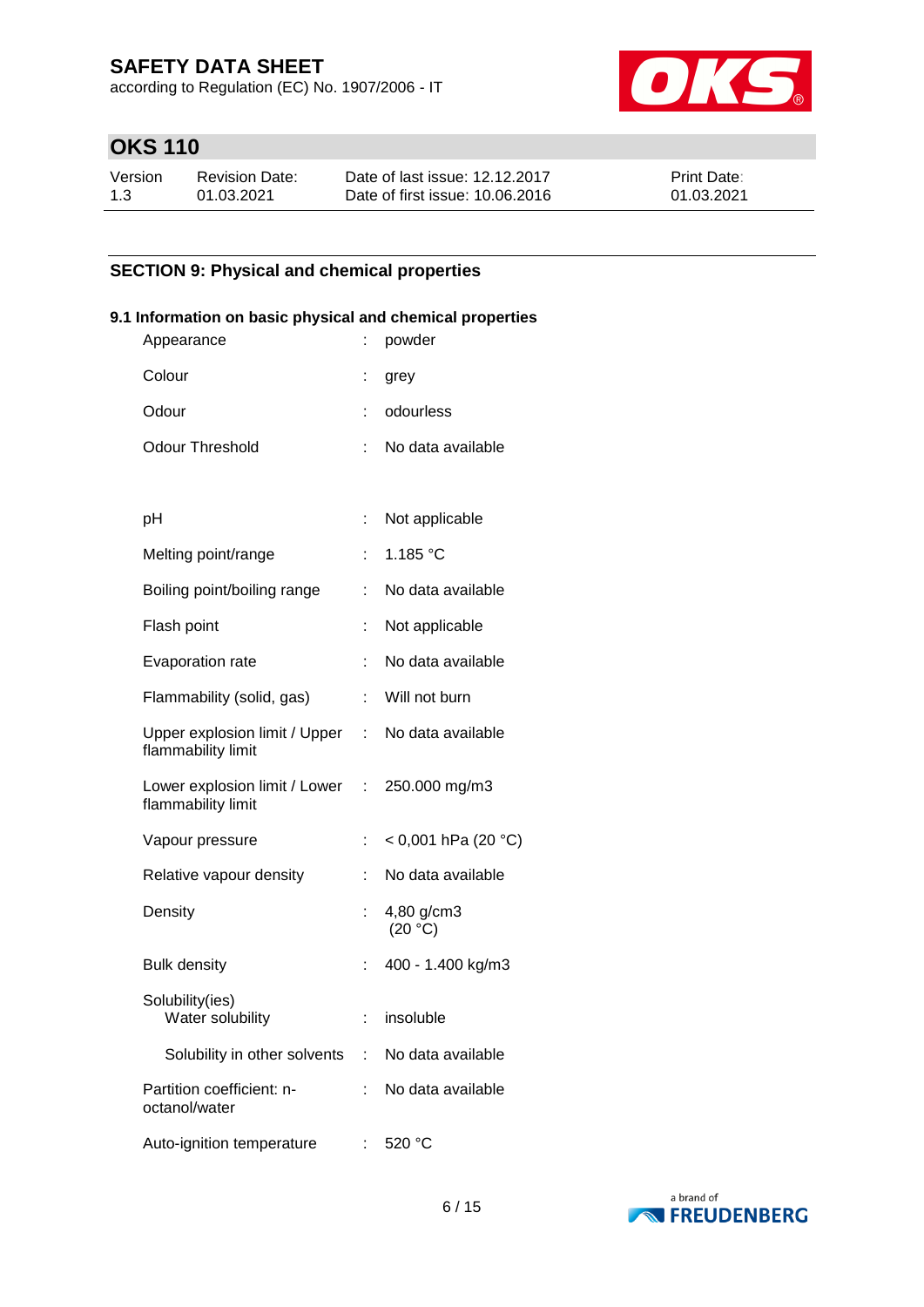## SECTION 9: Physical and chemical properties

### 9.1 Information on basic physical and chemical properties

| Property | | Value |
|---|---|---|
| Appearance | : | powder |
| Colour | : | grey |
| Odour | : | odourless |
| Odour Threshold | : | No data available |
| pH | : | Not applicable |
| Melting point/range | : | 1.185 °C |
| Boiling point/boiling range | : | No data available |
| Flash point | : | Not applicable |
| Evaporation rate | : | No data available |
| Flammability (solid, gas) | : | Will not burn |
| Upper explosion limit / Upper flammability limit | : | No data available |
| Lower explosion limit / Lower flammability limit | : | 250.000 mg/m3 |
| Vapour pressure | : | < 0,001 hPa (20 °C) |
| Relative vapour density | : | No data available |
| Density | : | 4,80 g/cm3 (20 °C) |
| Bulk density | : | 400 - 1.400 kg/m3 |
| Solubility(ies) Water solubility | : | insoluble |
| Solubility in other solvents | : | No data available |
| Partition coefficient: n-octanol/water | : | No data available |
| Auto-ignition temperature | : | 520 °C |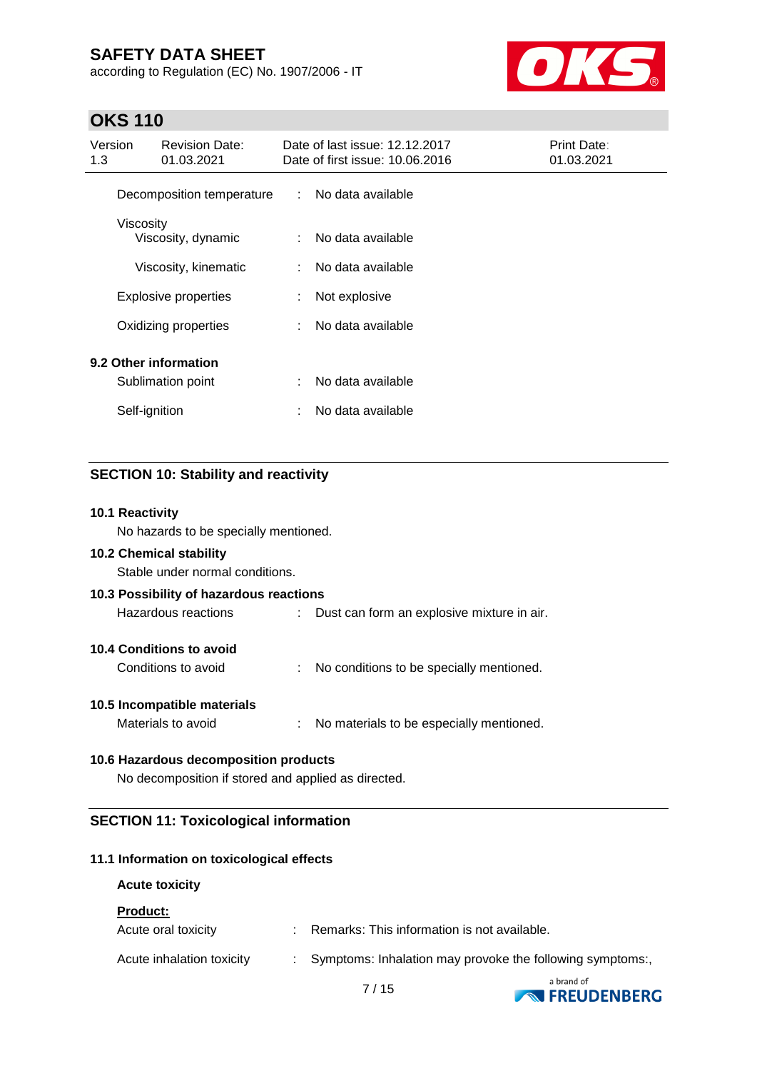| | | |
|---|---|---|
| Decomposition temperature | : | No data available |
| Viscosity | | |
| Viscosity, dynamic | : | No data available |
| Viscosity, kinematic | : | No data available |
| Explosive properties | : | Not explosive |
| Oxidizing properties | : | No data available |

**9.2 Other information**

| | | |
|---|---|---|
| Sublimation point | : | No data available |
| Self-ignition | : | No data available |

## SECTION 10: Stability and reactivity

**10.1 Reactivity**

No hazards to be specially mentioned.

**10.2 Chemical stability**

Stable under normal conditions.

**10.3 Possibility of hazardous reactions**

Hazardous reactions : Dust can form an explosive mixture in air.

**10.4 Conditions to avoid**

Conditions to avoid : No conditions to be specially mentioned.

**10.5 Incompatible materials**

Materials to avoid : No materials to be especially mentioned.

**10.6 Hazardous decomposition products**

No decomposition if stored and applied as directed.

## SECTION 11: Toxicological information

**11.1 Information on toxicological effects**

**Acute toxicity**

**Product:**

Acute oral toxicity : Remarks: This information is not available.

Acute inhalation toxicity : Symptoms: Inhalation may provoke the following symptoms:,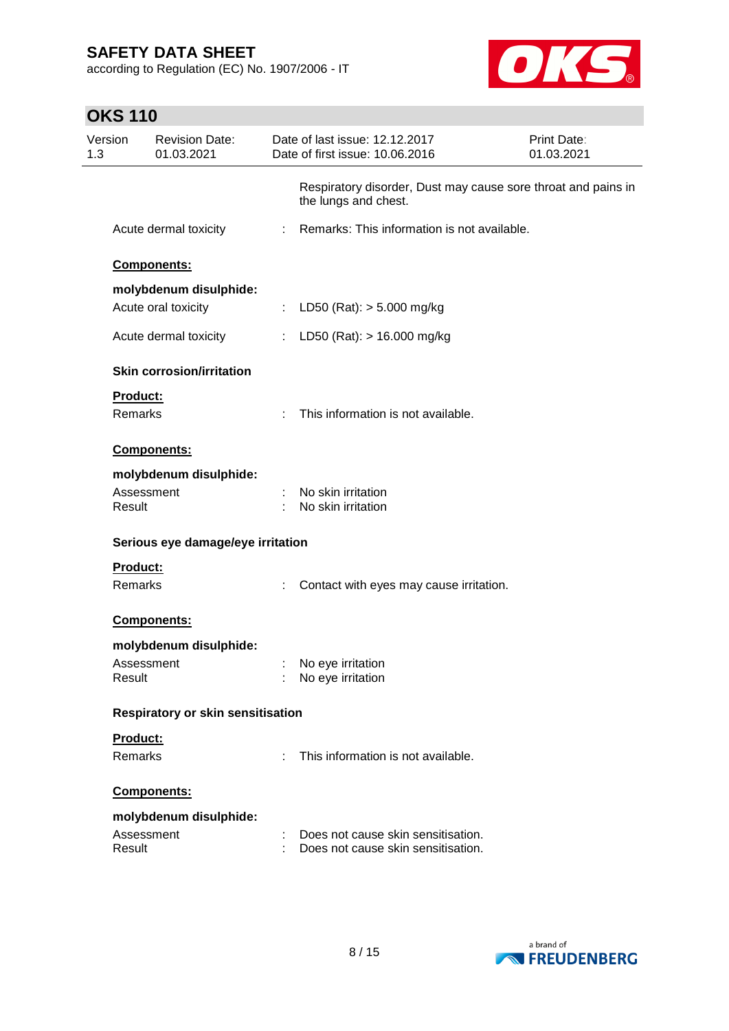Respiratory disorder, Dust may cause sore throat and pains in the lungs and chest.

Acute dermal toxicity : Remarks: This information is not available.

**Components:**

**molybdenum disulphide:**

Acute oral toxicity : LD50 (Rat): > 5.000 mg/kg

Acute dermal toxicity : LD50 (Rat): > 16.000 mg/kg

**Skin corrosion/irritation**

**Product:**

Remarks : This information is not available.

**Components:**

**molybdenum disulphide:**

Assessment : No skin irritation
Result : No skin irritation

**Serious eye damage/eye irritation**

**Product:**

Remarks : Contact with eyes may cause irritation.

**Components:**

**molybdenum disulphide:**

Assessment : No eye irritation
Result : No eye irritation

**Respiratory or skin sensitisation**

**Product:**

Remarks : This information is not available.

**Components:**

**molybdenum disulphide:**

Assessment : Does not cause skin sensitisation.
Result : Does not cause skin sensitisation.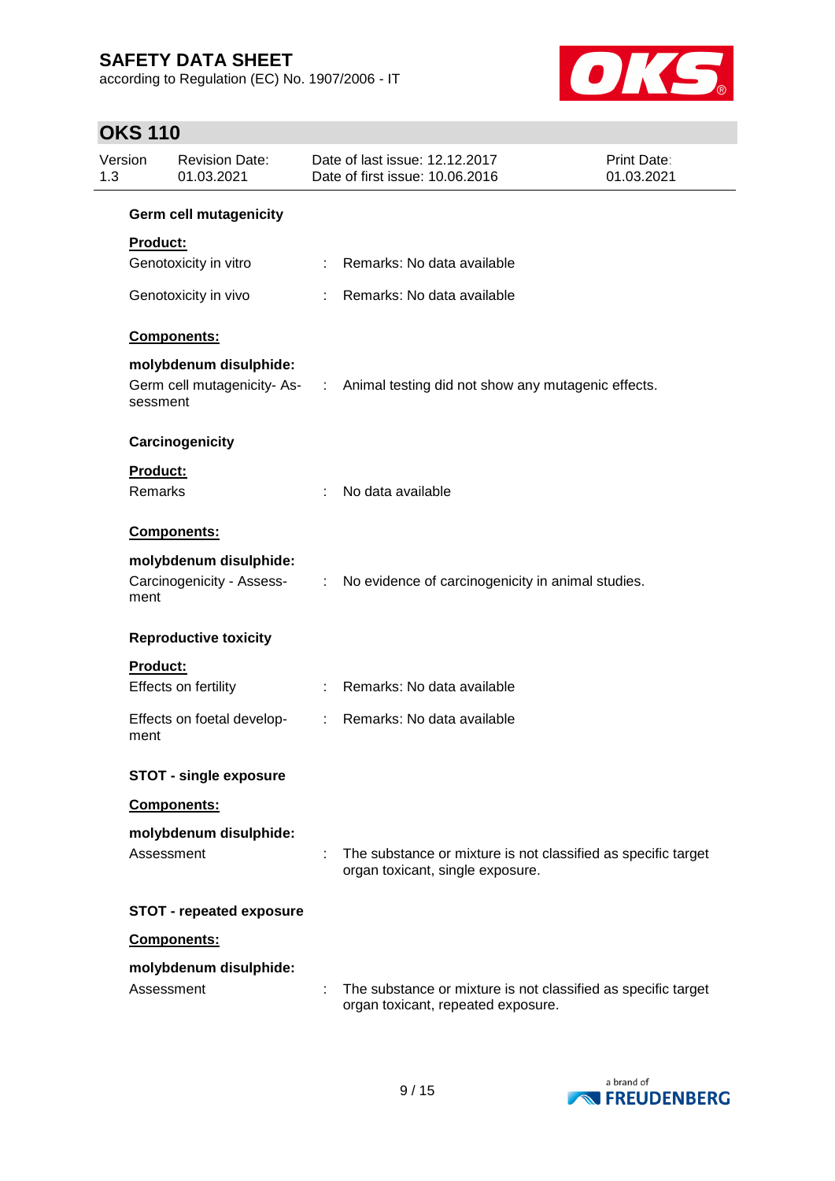**Germ cell mutagenicity**

**Product:**

Genotoxicity in vitro : Remarks: No data available

Genotoxicity in vivo : Remarks: No data available

**Components:**

**molybdenum disulphide:**

Germ cell mutagenicity- Assessment : Animal testing did not show any mutagenic effects.

**Carcinogenicity**

**Product:**

Remarks : No data available

**Components:**

**molybdenum disulphide:**

Carcinogenicity - Assessment : No evidence of carcinogenicity in animal studies.

**Reproductive toxicity**

**Product:**

Effects on fertility : Remarks: No data available

Effects on foetal development : Remarks: No data available

**STOT - single exposure**

**Components:**

**molybdenum disulphide:**

Assessment : The substance or mixture is not classified as specific target organ toxicant, single exposure.

**STOT - repeated exposure**

**Components:**

**molybdenum disulphide:**

Assessment : The substance or mixture is not classified as specific target organ toxicant, repeated exposure.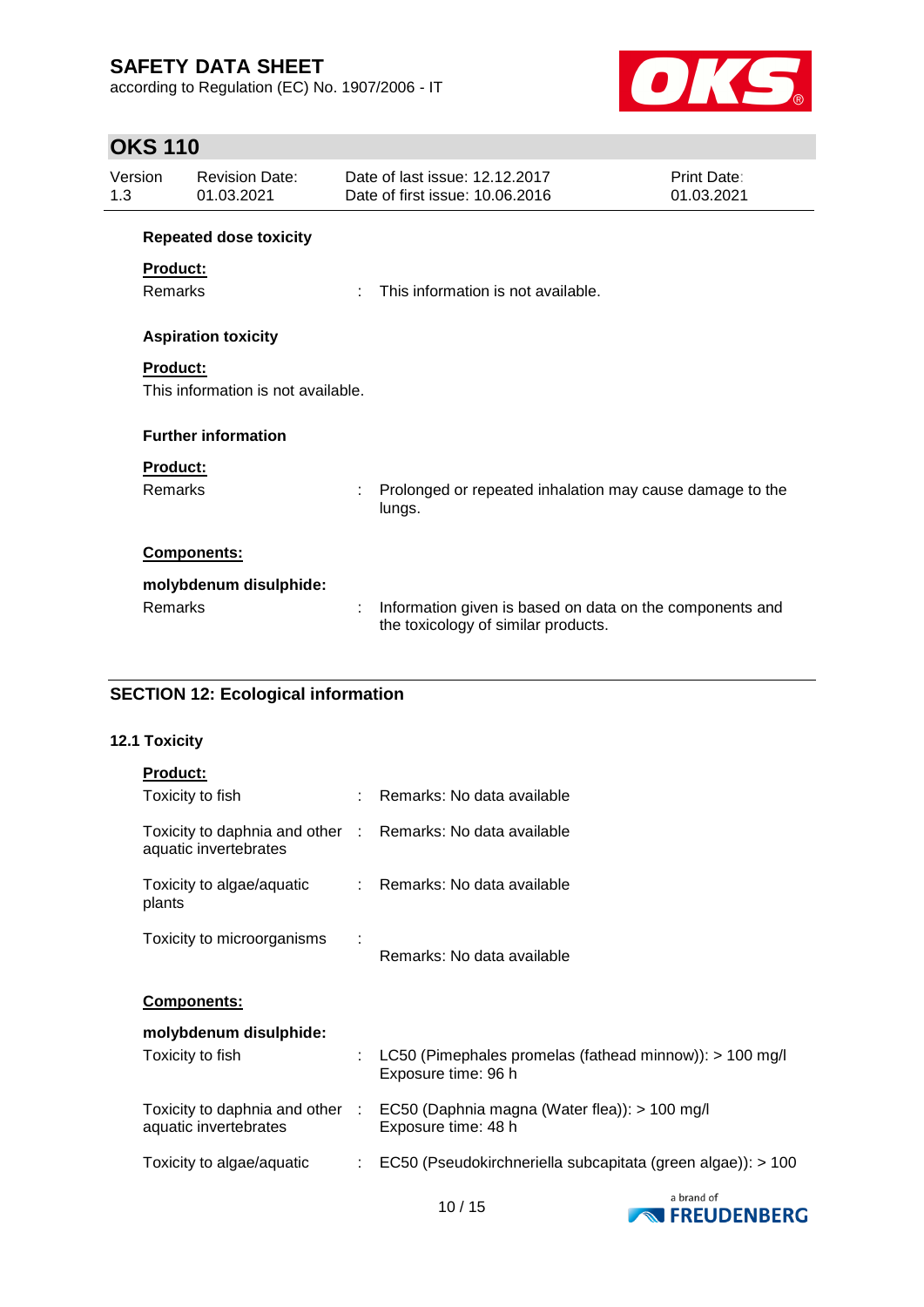**Repeated dose toxicity**

**Product:**

Remarks : This information is not available.

**Aspiration toxicity**

**Product:**

This information is not available.

**Further information**

**Product:**

Remarks : Prolonged or repeated inhalation may cause damage to the lungs.

**Components:**

**molybdenum disulphide:**

Remarks : Information given is based on data on the components and the toxicology of similar products.

## SECTION 12: Ecological information

### 12.1 Toxicity

**Product:**

Toxicity to fish : Remarks: No data available

Toxicity to daphnia and other aquatic invertebrates : Remarks: No data available

Toxicity to algae/aquatic plants : Remarks: No data available

Toxicity to microorganisms : Remarks: No data available

**Components:**

**molybdenum disulphide:**

Toxicity to fish : LC50 (Pimephales promelas (fathead minnow)): > 100 mg/l
Exposure time: 96 h

Toxicity to daphnia and other aquatic invertebrates : EC50 (Daphnia magna (Water flea)): > 100 mg/l
Exposure time: 48 h

Toxicity to algae/aquatic : EC50 (Pseudokirchneriella subcapitata (green algae)): > 100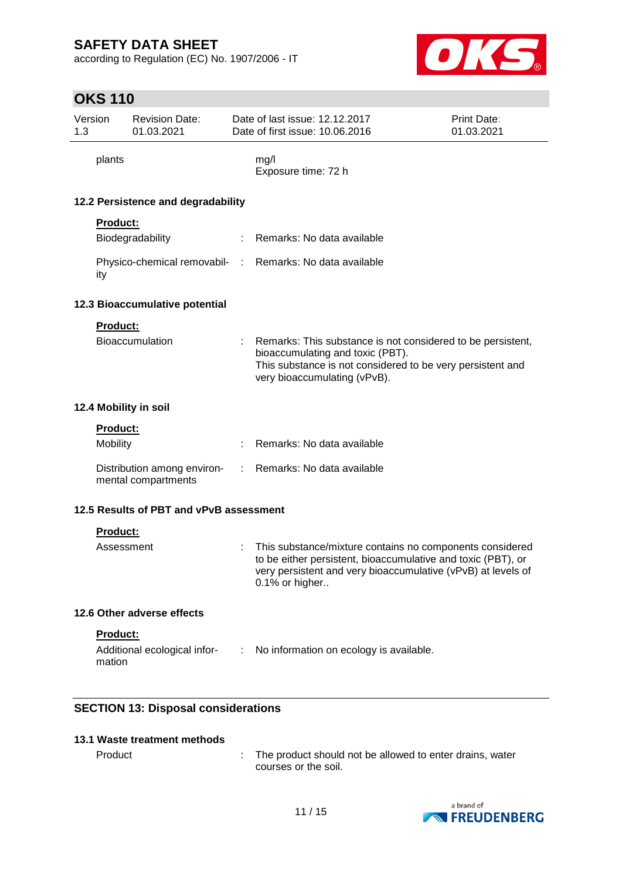| | | |
|---|---|---|
| plants | | mg/l<br>Exposure time: 72 h |

### 12.2 Persistence and degradability

**Product:**

| | | |
|---|---|---|
| Biodegradability | : | Remarks: No data available |
| Physico-chemical removability | : | Remarks: No data available |

### 12.3 Bioaccumulative potential

**Product:**

| | | |
|---|---|---|
| Bioaccumulation | : | Remarks: This substance is not considered to be persistent, bioaccumulating and toxic (PBT).<br>This substance is not considered to be very persistent and very bioaccumulating (vPvB). |

### 12.4 Mobility in soil

**Product:**

| | | |
|---|---|---|
| Mobility | : | Remarks: No data available |
| Distribution among environmental compartments | : | Remarks: No data available |

### 12.5 Results of PBT and vPvB assessment

**Product:**

| | | |
|---|---|---|
| Assessment | : | This substance/mixture contains no components considered to be either persistent, bioaccumulative and toxic (PBT), or very persistent and very bioaccumulative (vPvB) at levels of 0.1% or higher.. |

### 12.6 Other adverse effects

**Product:**

| | | |
|---|---|---|
| Additional ecological information | : | No information on ecology is available. |

## SECTION 13: Disposal considerations

### 13.1 Waste treatment methods

| | | |
|---|---|---|
| Product | : | The product should not be allowed to enter drains, water courses or the soil. |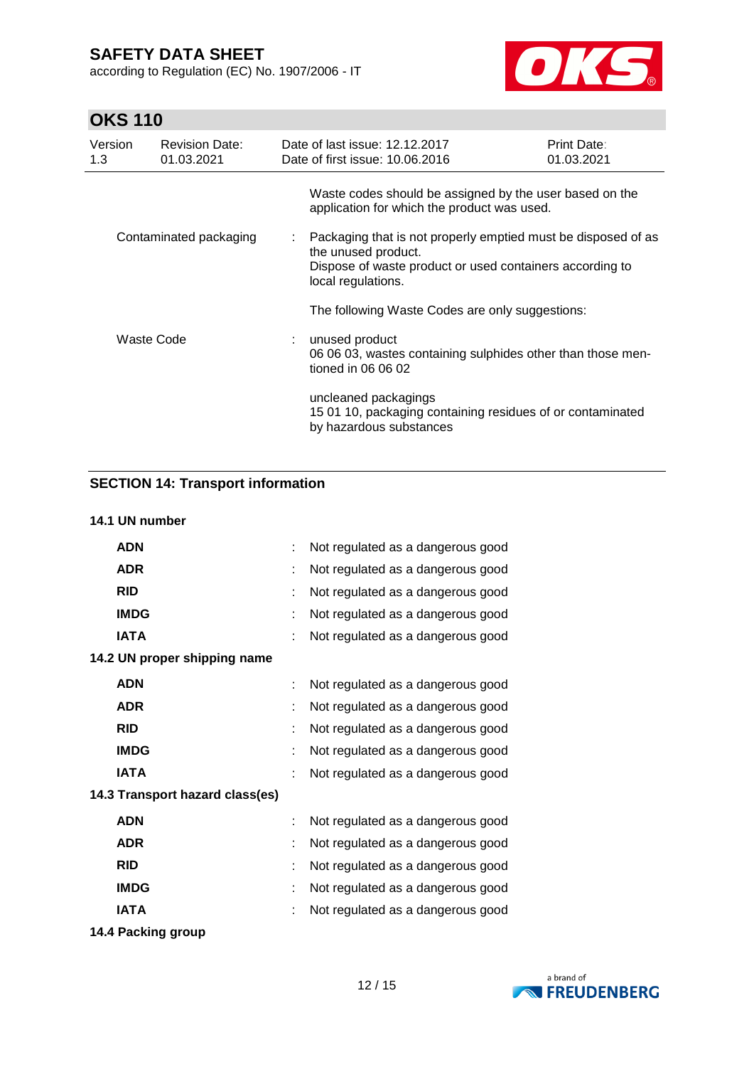| | | |
|---|---|---|
| | | Waste codes should be assigned by the user based on the application for which the product was used. |
| Contaminated packaging | : | Packaging that is not properly emptied must be disposed of as the unused product.<br>Dispose of waste product or used containers according to local regulations.<br><br>The following Waste Codes are only suggestions: |
| Waste Code | : | unused product<br>06 06 03, wastes containing sulphides other than those mentioned in 06 06 02<br><br>uncleaned packagings<br>15 01 10, packaging containing residues of or contaminated by hazardous substances |

## SECTION 14: Transport information

**14.1 UN number**

| | | |
|---|---|---|
| **ADN** | : | Not regulated as a dangerous good |
| **ADR** | : | Not regulated as a dangerous good |
| **RID** | : | Not regulated as a dangerous good |
| **IMDG** | : | Not regulated as a dangerous good |
| **IATA** | : | Not regulated as a dangerous good |

**14.2 UN proper shipping name**

| | | |
|---|---|---|
| **ADN** | : | Not regulated as a dangerous good |
| **ADR** | : | Not regulated as a dangerous good |
| **RID** | : | Not regulated as a dangerous good |
| **IMDG** | : | Not regulated as a dangerous good |
| **IATA** | : | Not regulated as a dangerous good |

**14.3 Transport hazard class(es)**

| | | |
|---|---|---|
| **ADN** | : | Not regulated as a dangerous good |
| **ADR** | : | Not regulated as a dangerous good |
| **RID** | : | Not regulated as a dangerous good |
| **IMDG** | : | Not regulated as a dangerous good |
| **IATA** | : | Not regulated as a dangerous good |

**14.4 Packing group**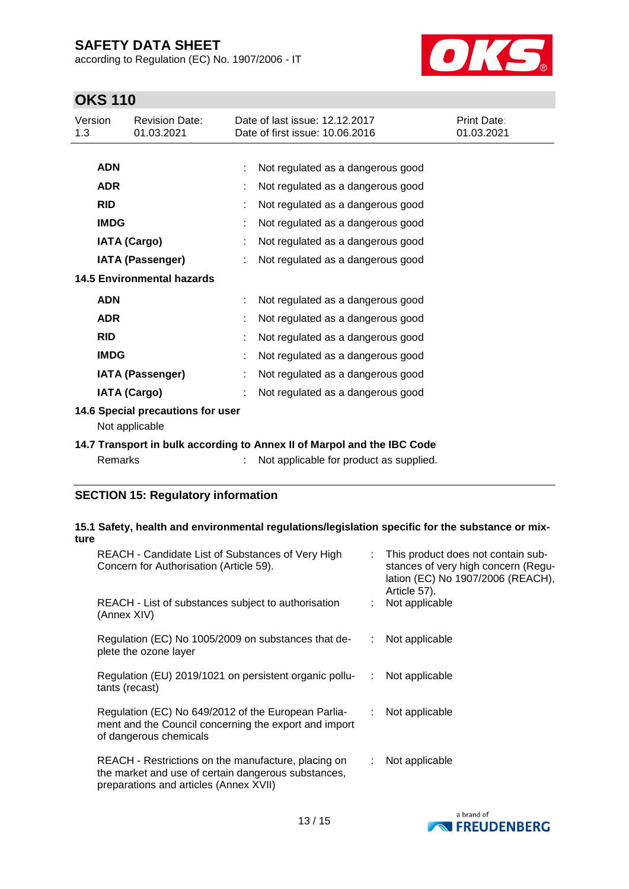| | | |
|---|---|---|
| **ADN** | : | Not regulated as a dangerous good |
| **ADR** | : | Not regulated as a dangerous good |
| **RID** | : | Not regulated as a dangerous good |
| **IMDG** | : | Not regulated as a dangerous good |
| **IATA (Cargo)** | : | Not regulated as a dangerous good |
| **IATA (Passenger)** | : | Not regulated as a dangerous good |

**14.5 Environmental hazards**

| | | |
|---|---|---|
| **ADN** | : | Not regulated as a dangerous good |
| **ADR** | : | Not regulated as a dangerous good |
| **RID** | : | Not regulated as a dangerous good |
| **IMDG** | : | Not regulated as a dangerous good |
| **IATA (Passenger)** | : | Not regulated as a dangerous good |
| **IATA (Cargo)** | : | Not regulated as a dangerous good |

**14.6 Special precautions for user**

Not applicable

**14.7 Transport in bulk according to Annex II of Marpol and the IBC Code**

Remarks : Not applicable for product as supplied.

## SECTION 15: Regulatory information

**15.1 Safety, health and environmental regulations/legislation specific for the substance or mixture**

| | | |
|---|---|---|
| REACH - Candidate List of Substances of Very High Concern for Authorisation (Article 59). | : | This product does not contain substances of very high concern (Regulation (EC) No 1907/2006 (REACH), Article 57). |
| REACH - List of substances subject to authorisation (Annex XIV) | : | Not applicable |
| Regulation (EC) No 1005/2009 on substances that deplete the ozone layer | : | Not applicable |
| Regulation (EU) 2019/1021 on persistent organic pollutants (recast) | : | Not applicable |
| Regulation (EC) No 649/2012 of the European Parliament and the Council concerning the export and import of dangerous chemicals | : | Not applicable |
| REACH - Restrictions on the manufacture, placing on the market and use of certain dangerous substances, preparations and articles (Annex XVII) | : | Not applicable |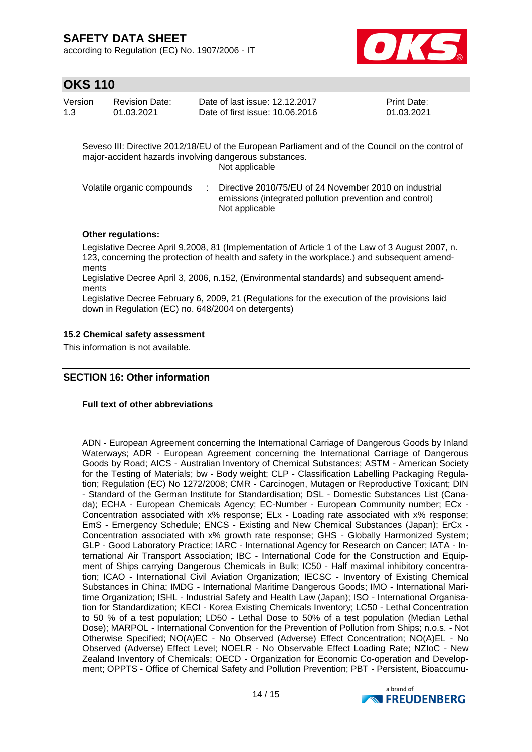Seveso III: Directive 2012/18/EU of the European Parliament and of the Council on the control of major-accident hazards involving dangerous substances.

Not applicable

Volatile organic compounds : Directive 2010/75/EU of 24 November 2010 on industrial emissions (integrated pollution prevention and control)
Not applicable

**Other regulations:**

Legislative Decree April 9,2008, 81 (Implementation of Article 1 of the Law of 3 August 2007, n. 123, concerning the protection of health and safety in the workplace.) and subsequent amendments

Legislative Decree April 3, 2006, n.152, (Environmental standards) and subsequent amendments

Legislative Decree February 6, 2009, 21 (Regulations for the execution of the provisions laid down in Regulation (EC) no. 648/2004 on detergents)

### 15.2 Chemical safety assessment

This information is not available.

## SECTION 16: Other information

**Full text of other abbreviations**

ADN - European Agreement concerning the International Carriage of Dangerous Goods by Inland Waterways; ADR - European Agreement concerning the International Carriage of Dangerous Goods by Road; AICS - Australian Inventory of Chemical Substances; ASTM - American Society for the Testing of Materials; bw - Body weight; CLP - Classification Labelling Packaging Regulation; Regulation (EC) No 1272/2008; CMR - Carcinogen, Mutagen or Reproductive Toxicant; DIN - Standard of the German Institute for Standardisation; DSL - Domestic Substances List (Canada); ECHA - European Chemicals Agency; EC-Number - European Community number; ECx - Concentration associated with x% response; ELx - Loading rate associated with x% response; EmS - Emergency Schedule; ENCS - Existing and New Chemical Substances (Japan); ErCx - Concentration associated with x% growth rate response; GHS - Globally Harmonized System; GLP - Good Laboratory Practice; IARC - International Agency for Research on Cancer; IATA - International Air Transport Association; IBC - International Code for the Construction and Equipment of Ships carrying Dangerous Chemicals in Bulk; IC50 - Half maximal inhibitory concentration; ICAO - International Civil Aviation Organization; IECSC - Inventory of Existing Chemical Substances in China; IMDG - International Maritime Dangerous Goods; IMO - International Maritime Organization; ISHL - Industrial Safety and Health Law (Japan); ISO - International Organisation for Standardization; KECI - Korea Existing Chemicals Inventory; LC50 - Lethal Concentration to 50 % of a test population; LD50 - Lethal Dose to 50% of a test population (Median Lethal Dose); MARPOL - International Convention for the Prevention of Pollution from Ships; n.o.s. - Not Otherwise Specified; NO(A)EC - No Observed (Adverse) Effect Concentration; NO(A)EL - No Observed (Adverse) Effect Level; NOELR - No Observable Effect Loading Rate; NZIoC - New Zealand Inventory of Chemicals; OECD - Organization for Economic Co-operation and Development; OPPTS - Office of Chemical Safety and Pollution Prevention; PBT - Persistent, Bioaccumu-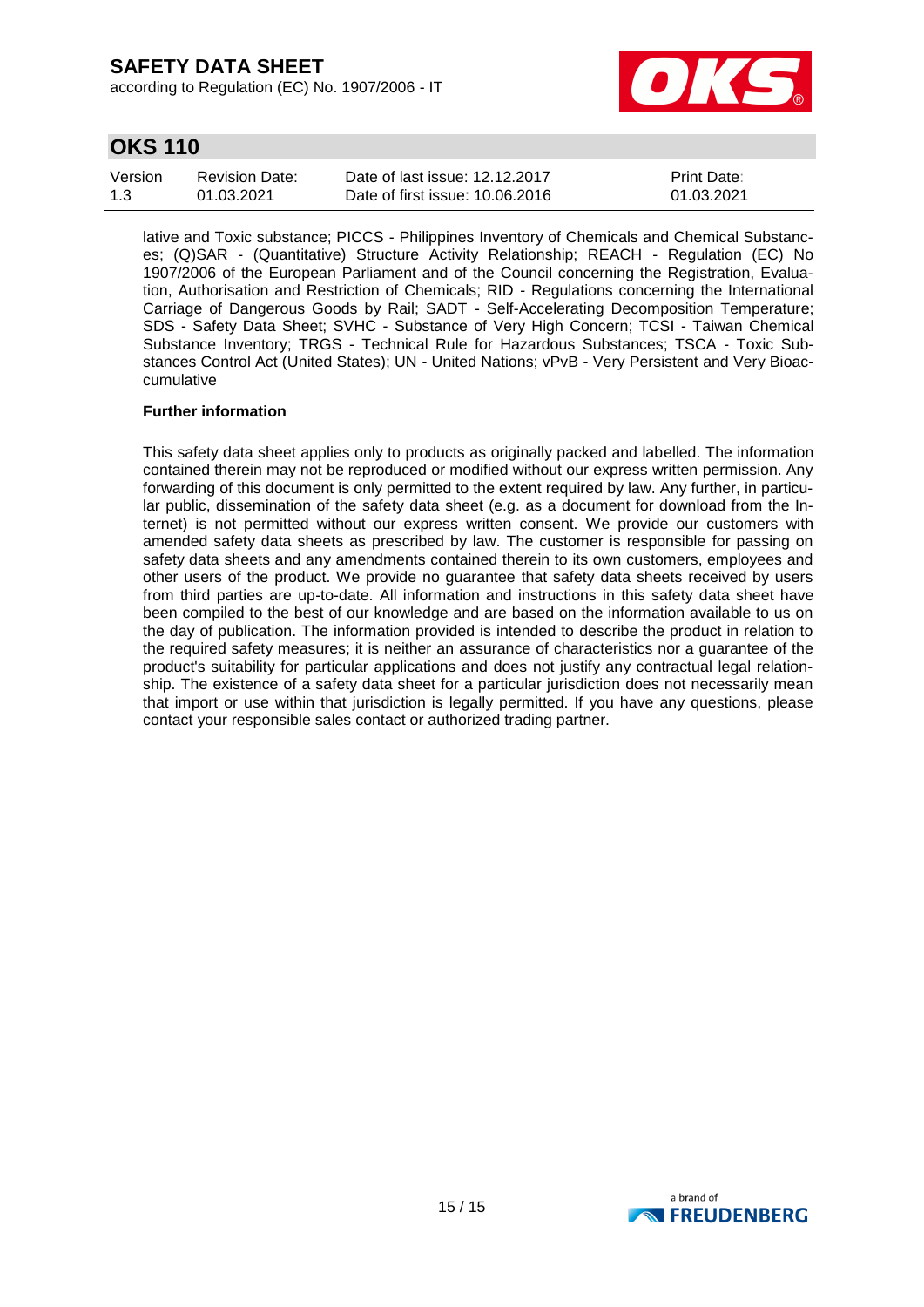lative and Toxic substance; PICCS - Philippines Inventory of Chemicals and Chemical Substances; (Q)SAR - (Quantitative) Structure Activity Relationship; REACH - Regulation (EC) No 1907/2006 of the European Parliament and of the Council concerning the Registration, Evaluation, Authorisation and Restriction of Chemicals; RID - Regulations concerning the International Carriage of Dangerous Goods by Rail; SADT - Self-Accelerating Decomposition Temperature; SDS - Safety Data Sheet; SVHC - Substance of Very High Concern; TCSI - Taiwan Chemical Substance Inventory; TRGS - Technical Rule for Hazardous Substances; TSCA - Toxic Substances Control Act (United States); UN - United Nations; vPvB - Very Persistent and Very Bioaccumulative

**Further information**

This safety data sheet applies only to products as originally packed and labelled. The information contained therein may not be reproduced or modified without our express written permission. Any forwarding of this document is only permitted to the extent required by law. Any further, in particular public, dissemination of the safety data sheet (e.g. as a document for download from the Internet) is not permitted without our express written consent. We provide our customers with amended safety data sheets as prescribed by law. The customer is responsible for passing on safety data sheets and any amendments contained therein to its own customers, employees and other users of the product. We provide no guarantee that safety data sheets received by users from third parties are up-to-date. All information and instructions in this safety data sheet have been compiled to the best of our knowledge and are based on the information available to us on the day of publication. The information provided is intended to describe the product in relation to the required safety measures; it is neither an assurance of characteristics nor a guarantee of the product's suitability for particular applications and does not justify any contractual legal relationship. The existence of a safety data sheet for a particular jurisdiction does not necessarily mean that import or use within that jurisdiction is legally permitted. If you have any questions, please contact your responsible sales contact or authorized trading partner.